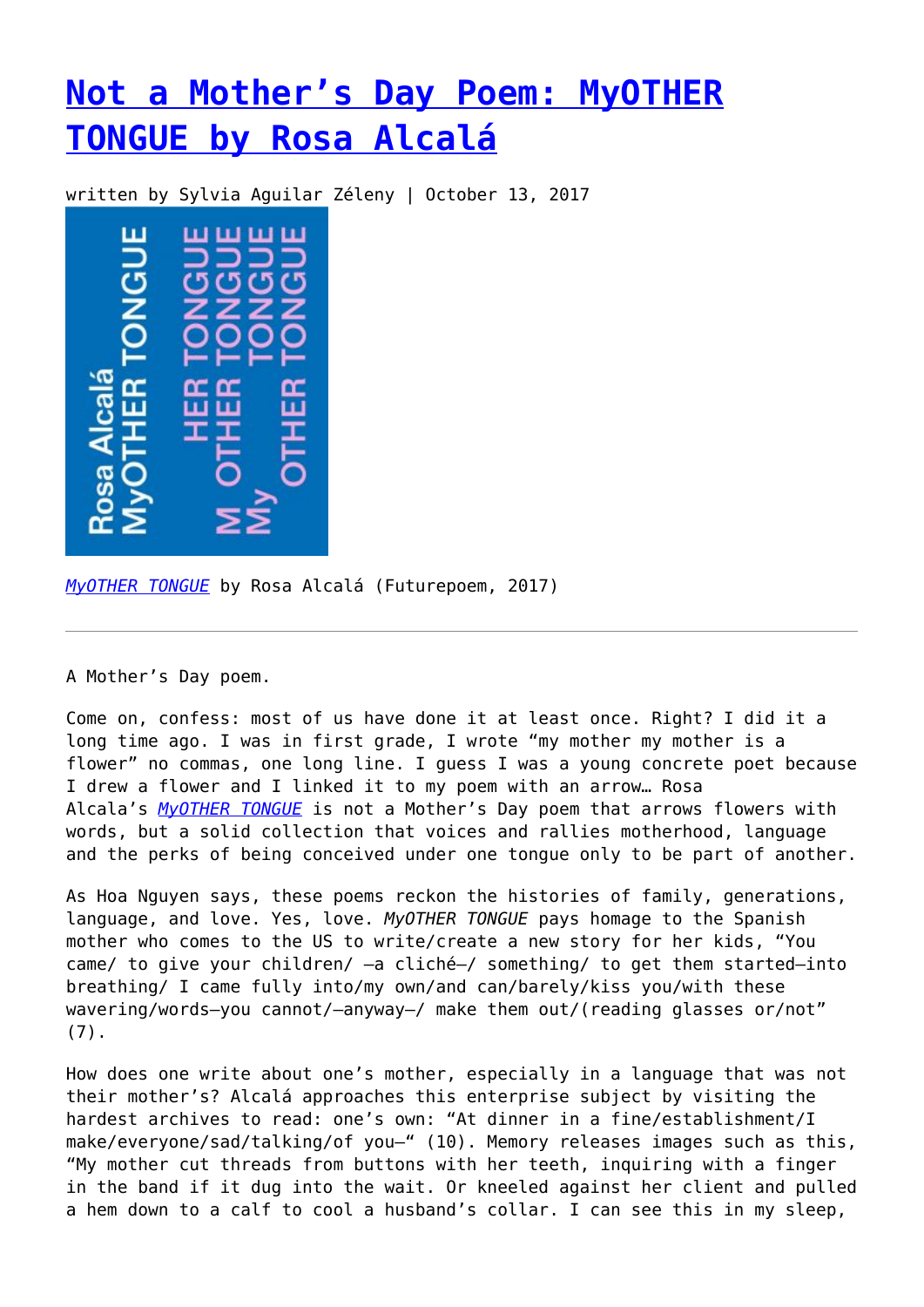# [Not a Mother's Day Poem: MyOTHER TONGUE by Rosa Alcalá]

written by Sylvia Aguilar Zéleny | October 13, 2017

*[MyOTHER TONGUE]* by Rosa Alcalá (Futurepoem, 2017)

---

A Mother's Day poem.

Come on, confess: most of us have done it at least once. Right? I did it a long time ago. I was in first grade, I wrote "my mother my mother is a flower" no commas, one long line. I guess I was a young concrete poet because I drew a flower and I linked it to my poem with an arrow… Rosa Alcala's *[MyOTHER TONGUE]* is not a Mother's Day poem that arrows flowers with words, but a solid collection that voices and rallies motherhood, language and the perks of being conceived under one tongue only to be part of another.

As Hoa Nguyen says, these poems reckon the histories of family, generations, language, and love. Yes, love. *MyOTHER TONGUE* pays homage to the Spanish mother who comes to the US to write/create a new story for her kids, "You came/ to give your children/ —a cliché—/ something/ to get them started—into breathing/ I came fully into/my own/and can/barely/kiss you/with these wavering/words—you cannot/—anyway—/ make them out/(reading glasses or/not" (7).

How does one write about one's mother, especially in a language that was not their mother's? Alcalá approaches this enterprise subject by visiting the hardest archives to read: one's own: "At dinner in a fine/establishment/I make/everyone/sad/talking/of you—" (10). Memory releases images such as this, "My mother cut threads from buttons with her teeth, inquiring with a finger in the band if it dug into the wait. Or kneeled against her client and pulled a hem down to a calf to cool a husband's collar. I can see this in my sleep,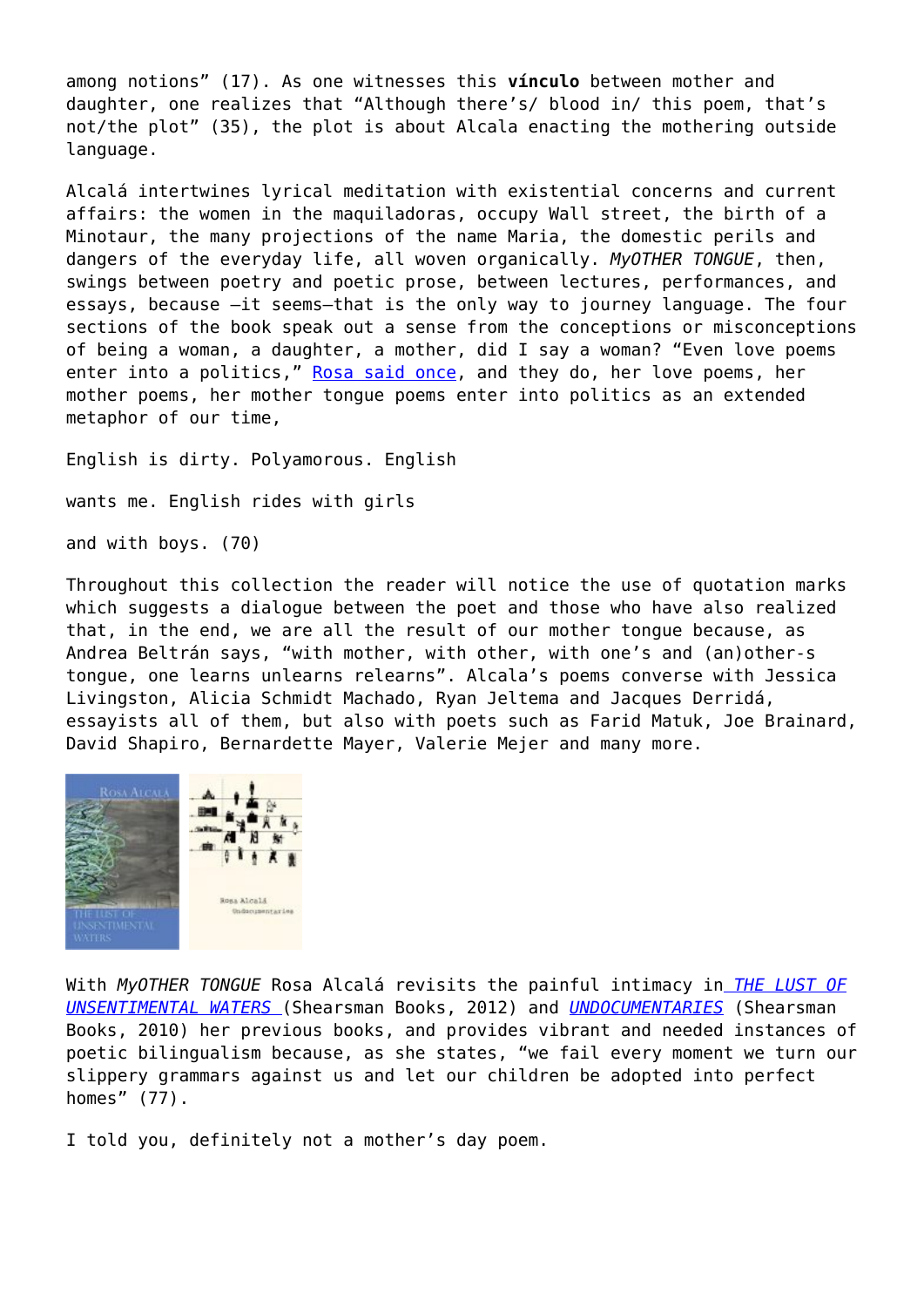among notions" (17). As one witnesses this **vínculo** between mother and daughter, one realizes that "Although there's/ blood in/ this poem, that's not/the plot" (35), the plot is about Alcala enacting the mothering outside language.

Alcalá intertwines lyrical meditation with existential concerns and current affairs: the women in the maquiladoras, occupy Wall street, the birth of a Minotaur, the many projections of the name Maria, the domestic perils and dangers of the everyday life, all woven organically. *MyOTHER TONGUE*, then, swings between poetry and poetic prose, between lectures, performances, and essays, because –it seems–that is the only way to journey language. The four sections of the book speak out a sense from the conceptions or misconceptions of being a woman, a daughter, a mother, did I say a woman? "Even love poems enter into a politics," Rosa said once, and they do, her love poems, her mother poems, her mother tongue poems enter into politics as an extended metaphor of our time,

English is dirty. Polyamorous. English

wants me. English rides with girls

and with boys. (70)

Throughout this collection the reader will notice the use of quotation marks which suggests a dialogue between the poet and those who have also realized that, in the end, we are all the result of our mother tongue because, as Andrea Beltrán says, "with mother, with other, with one's and (an)other-s tongue, one learns unlearns relearns". Alcala's poems converse with Jessica Livingston, Alicia Schmidt Machado, Ryan Jeltema and Jacques Derridá, essayists all of them, but also with poets such as Farid Matuk, Joe Brainard, David Shapiro, Bernardette Mayer, Valerie Mejer and many more.

With *MyOTHER TONGUE* Rosa Alcalá revisits the painful intimacy in *THE LUST OF UNSENTIMENTAL WATERS* (Shearsman Books, 2012) and *UNDOCUMENTARIES* (Shearsman Books, 2010) her previous books, and provides vibrant and needed instances of poetic bilingualism because, as she states, "we fail every moment we turn our slippery grammars against us and let our children be adopted into perfect homes" (77).

I told you, definitely not a mother's day poem.